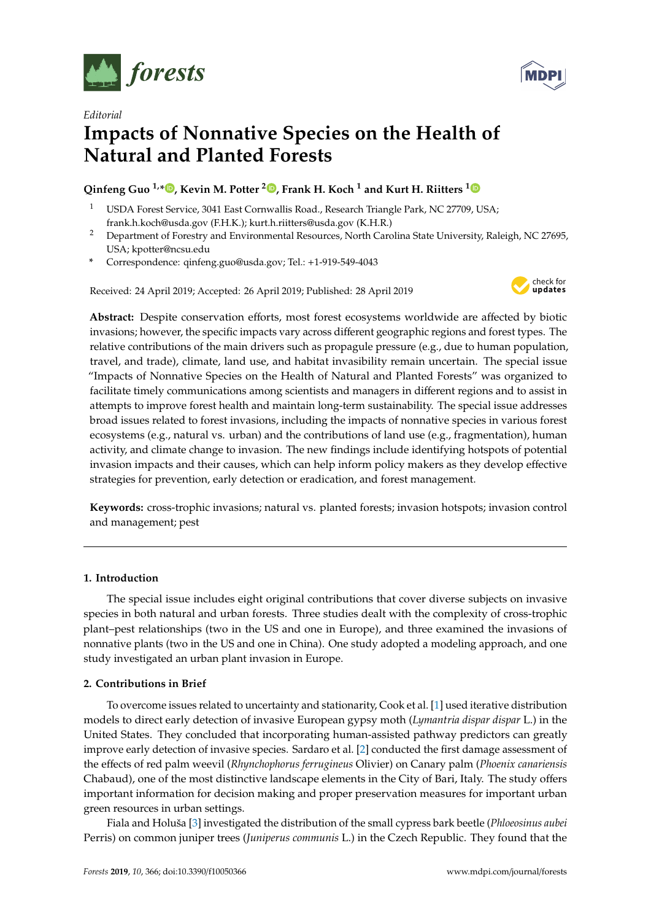*Editorial*

# Impacts of Nonnative Species on the Health of Natural and Planted Forests

**Qinfeng Guo [1,*], Kevin M. Potter [2], Frank H. Koch [1] and Kurt H. Riitters [1]**

[1] USDA Forest Service, 3041 East Cornwallis Road., Research Triangle Park, NC 27709, USA; frank.h.koch@usda.gov (F.H.K.); kurt.h.riitters@usda.gov (K.H.R.)

[2] Department of Forestry and Environmental Resources, North Carolina State University, Raleigh, NC 27695, USA; kpotter@ncsu.edu

* Correspondence: qinfeng.guo@usda.gov; Tel.: +1-919-549-4043

Received: 24 April 2019; Accepted: 26 April 2019; Published: 28 April 2019

**Abstract:** Despite conservation efforts, most forest ecosystems worldwide are affected by biotic invasions; however, the specific impacts vary across different geographic regions and forest types. The relative contributions of the main drivers such as propagule pressure (e.g., due to human population, travel, and trade), climate, land use, and habitat invasibility remain uncertain. The special issue "Impacts of Nonnative Species on the Health of Natural and Planted Forests" was organized to facilitate timely communications among scientists and managers in different regions and to assist in attempts to improve forest health and maintain long-term sustainability. The special issue addresses broad issues related to forest invasions, including the impacts of nonnative species in various forest ecosystems (e.g., natural vs. urban) and the contributions of land use (e.g., fragmentation), human activity, and climate change to invasion. The new findings include identifying hotspots of potential invasion impacts and their causes, which can help inform policy makers as they develop effective strategies for prevention, early detection or eradication, and forest management.

**Keywords:** cross-trophic invasions; natural vs. planted forests; invasion hotspots; invasion control and management; pest

## 1. Introduction

The special issue includes eight original contributions that cover diverse subjects on invasive species in both natural and urban forests. Three studies dealt with the complexity of cross-trophic plant–pest relationships (two in the US and one in Europe), and three examined the invasions of nonnative plants (two in the US and one in China). One study adopted a modeling approach, and one study investigated an urban plant invasion in Europe.

## 2. Contributions in Brief

To overcome issues related to uncertainty and stationarity, Cook et al. [1] used iterative distribution models to direct early detection of invasive European gypsy moth (*Lymantria dispar dispar* L.) in the United States. They concluded that incorporating human-assisted pathway predictors can greatly improve early detection of invasive species. Sardaro et al. [2] conducted the first damage assessment of the effects of red palm weevil (*Rhynchophorus ferrugineus* Olivier) on Canary palm (*Phoenix canariensis* Chabaud), one of the most distinctive landscape elements in the City of Bari, Italy. The study offers important information for decision making and proper preservation measures for important urban green resources in urban settings.

Fiala and Holuša [3] investigated the distribution of the small cypress bark beetle (*Phloeosinus aubei* Perris) on common juniper trees (*Juniperus communis* L.) in the Czech Republic. They found that the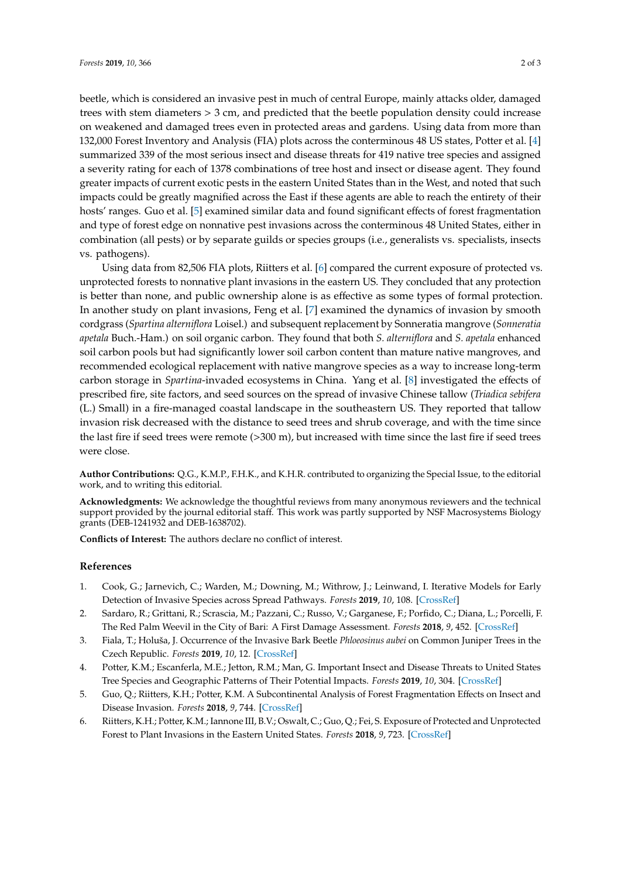beetle, which is considered an invasive pest in much of central Europe, mainly attacks older, damaged trees with stem diameters > 3 cm, and predicted that the beetle population density could increase on weakened and damaged trees even in protected areas and gardens. Using data from more than 132,000 Forest Inventory and Analysis (FIA) plots across the conterminous 48 US states, Potter et al. [4] summarized 339 of the most serious insect and disease threats for 419 native tree species and assigned a severity rating for each of 1378 combinations of tree host and insect or disease agent. They found greater impacts of current exotic pests in the eastern United States than in the West, and noted that such impacts could be greatly magnified across the East if these agents are able to reach the entirety of their hosts' ranges. Guo et al. [5] examined similar data and found significant effects of forest fragmentation and type of forest edge on nonnative pest invasions across the conterminous 48 United States, either in combination (all pests) or by separate guilds or species groups (i.e., generalists vs. specialists, insects vs. pathogens).

Using data from 82,506 FIA plots, Riitters et al. [6] compared the current exposure of protected vs. unprotected forests to nonnative plant invasions in the eastern US. They concluded that any protection is better than none, and public ownership alone is as effective as some types of formal protection. In another study on plant invasions, Feng et al. [7] examined the dynamics of invasion by smooth cordgrass (*Spartina alterniflora* Loisel.) and subsequent replacement by Sonneratia mangrove (*Sonneratia apetala* Buch.-Ham.) on soil organic carbon. They found that both *S. alterniflora* and *S. apetala* enhanced soil carbon pools but had significantly lower soil carbon content than mature native mangroves, and recommended ecological replacement with native mangrove species as a way to increase long-term carbon storage in *Spartina*-invaded ecosystems in China. Yang et al. [8] investigated the effects of prescribed fire, site factors, and seed sources on the spread of invasive Chinese tallow (*Triadica sebifera* (L.) Small) in a fire-managed coastal landscape in the southeastern US. They reported that tallow invasion risk decreased with the distance to seed trees and shrub coverage, and with the time since the last fire if seed trees were remote (>300 m), but increased with time since the last fire if seed trees were close.

**Author Contributions:** Q.G., K.M.P., F.H.K., and K.H.R. contributed to organizing the Special Issue, to the editorial work, and to writing this editorial.

**Acknowledgments:** We acknowledge the thoughtful reviews from many anonymous reviewers and the technical support provided by the journal editorial staff. This work was partly supported by NSF Macrosystems Biology grants (DEB-1241932 and DEB-1638702).

**Conflicts of Interest:** The authors declare no conflict of interest.

## References

1. Cook, G.; Jarnevich, C.; Warden, M.; Downing, M.; Withrow, J.; Leinwand, I. Iterative Models for Early Detection of Invasive Species across Spread Pathways. *Forests* **2019**, *10*, 108. [CrossRef]
2. Sardaro, R.; Grittani, R.; Scrascia, M.; Pazzani, C.; Russo, V.; Garganese, F.; Porfido, C.; Diana, L.; Porcelli, F. The Red Palm Weevil in the City of Bari: A First Damage Assessment. *Forests* **2018**, *9*, 452. [CrossRef]
3. Fiala, T.; Holuša, J. Occurrence of the Invasive Bark Beetle *Phloeosinus aubei* on Common Juniper Trees in the Czech Republic. *Forests* **2019**, *10*, 12. [CrossRef]
4. Potter, K.M.; Escanferla, M.E.; Jetton, R.M.; Man, G. Important Insect and Disease Threats to United States Tree Species and Geographic Patterns of Their Potential Impacts. *Forests* **2019**, *10*, 304. [CrossRef]
5. Guo, Q.; Riitters, K.H.; Potter, K.M. A Subcontinental Analysis of Forest Fragmentation Effects on Insect and Disease Invasion. *Forests* **2018**, *9*, 744. [CrossRef]
6. Riitters, K.H.; Potter, K.M.; Iannone III, B.V.; Oswalt, C.; Guo, Q.; Fei, S. Exposure of Protected and Unprotected Forest to Plant Invasions in the Eastern United States. *Forests* **2018**, *9*, 723. [CrossRef]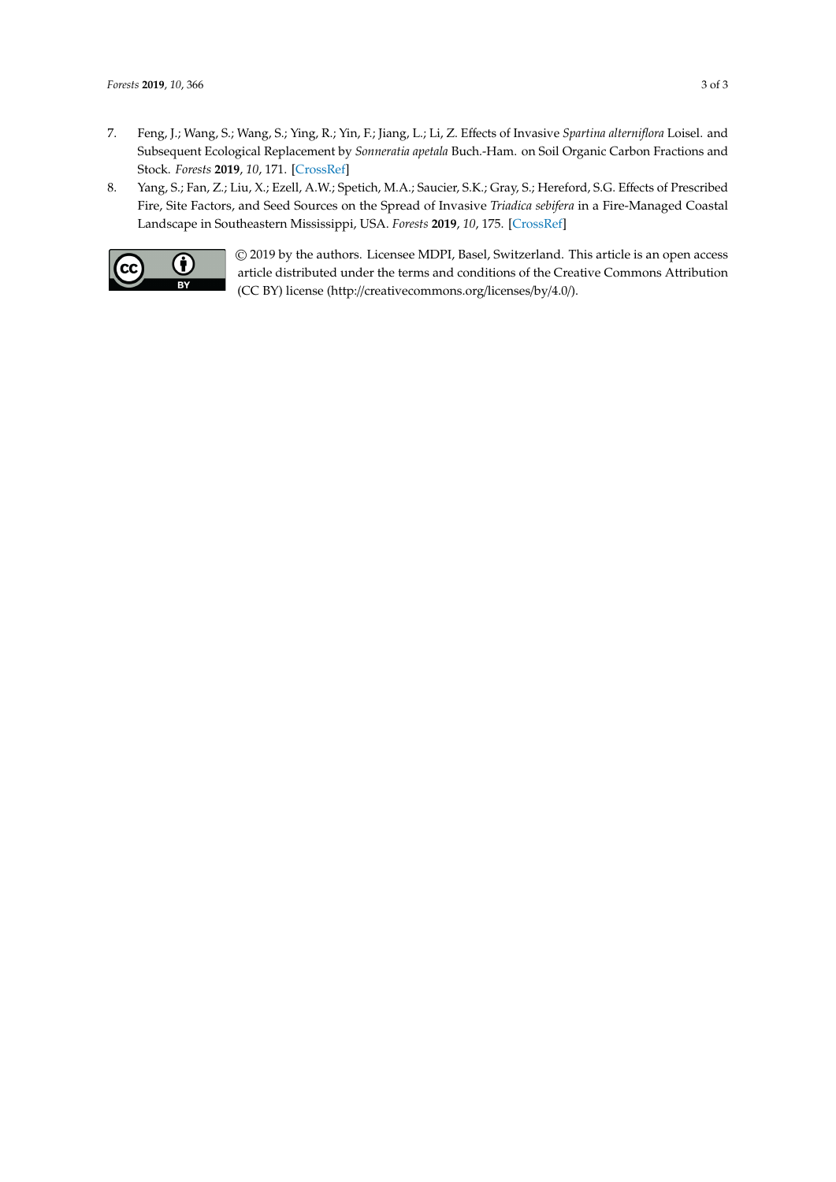7. Feng, J.; Wang, S.; Wang, S.; Ying, R.; Yin, F.; Jiang, L.; Li, Z. Effects of Invasive *Spartina alterniflora* Loisel. and Subsequent Ecological Replacement by *Sonneratia apetala* Buch.-Ham. on Soil Organic Carbon Fractions and Stock. *Forests* **2019**, *10*, 171. [CrossRef]
8. Yang, S.; Fan, Z.; Liu, X.; Ezell, A.W.; Spetich, M.A.; Saucier, S.K.; Gray, S.; Hereford, S.G. Effects of Prescribed Fire, Site Factors, and Seed Sources on the Spread of Invasive *Triadica sebifera* in a Fire-Managed Coastal Landscape in Southeastern Mississippi, USA. *Forests* **2019**, *10*, 175. [CrossRef]

© 2019 by the authors. Licensee MDPI, Basel, Switzerland. This article is an open access article distributed under the terms and conditions of the Creative Commons Attribution (CC BY) license (http://creativecommons.org/licenses/by/4.0/).